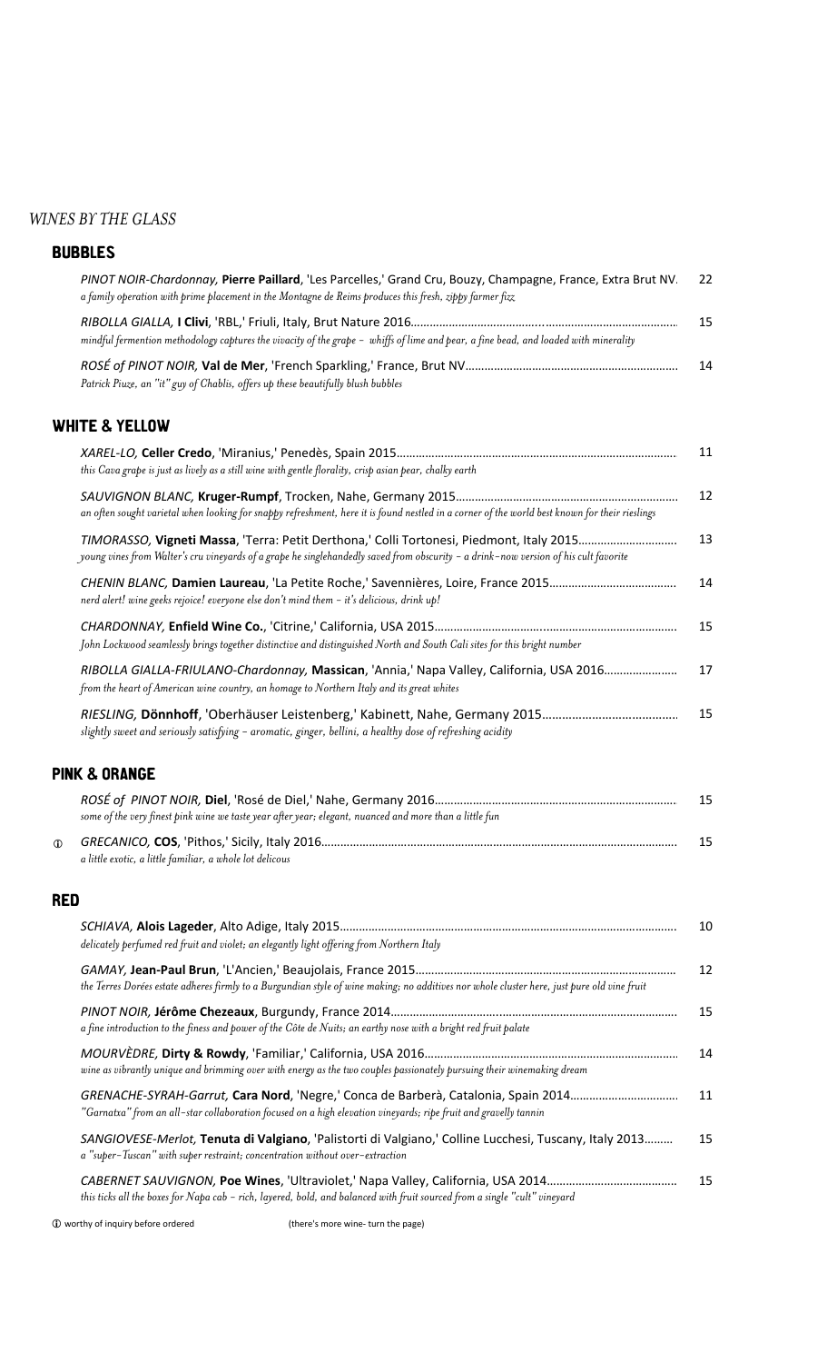*WINES BY THE GLASS*

## BUBBLES

*PINOT NOIR-Chardonnay,* **Pierre Paillard**, 'Les Parcelles,' Grand Cru, Bouzy, Champagne, France, Extra Brut NV. 22
*a family operation with prime placement in the Montagne de Reims produces this fresh, zippy farmer fizz*

*RIBOLLA GIALLA,* **I Clivi**, 'RBL,' Friuli, Italy, Brut Nature 2016........................................................................................ 15
*mindful fermention methodology captures the vivacity of the grape – whiffs of lime and pear, a fine bead, and loaded with minerality*

*ROSÉ of PINOT NOIR,* **Val de Mer**, 'French Sparkling,' France, Brut NV.................................................................. 14
*Patrick Piuze, an "it" guy of Chablis, offers up these beautifully blush bubbles*

## WHITE & YELLOW

*XAREL-LO,* **Celler Credo**, 'Miranius,' Penedès, Spain 2015........................................................................................ 11
*this Cava grape is just as lively as a still wine with gentle florality, crisp asian pear, chalky earth*

*SAUVIGNON BLANC,* **Kruger-Rumpf**, Trocken, Nahe, Germany 2015........................................................................ 12
*an often sought varietal when looking for snappy refreshment, here it is found nestled in a corner of the world best known for their rieslings*

*TIMORASSO,* **Vigneti Massa**, 'Terra: Petit Derthona,' Colli Tortonesi, Piedmont, Italy 2015............................... 13
*young vines from Walter's cru vineyards of a grape he singlehandedly saved from obscurity – a drink-now version of his cult favorite*

*CHENIN BLANC,* **Damien Laureau**, 'La Petite Roche,' Savennières, Loire, France 2015........................................ 14
*nerd alert! wine geeks rejoice! everyone else don't mind them – it's delicious, drink up!*

*CHARDONNAY,* **Enfield Wine Co.**, 'Citrine,' California, USA 2015........................................................................... 15
*John Lockwood seamlessly brings together distinctive and distinguished North and South Cali sites for this bright number*

*RIBOLLA GIALLA-FRIULANO-Chardonnay,* **Massican**, 'Annia,' Napa Valley, California, USA 2016....................... 17
*from the heart of American wine country, an homage to Northern Italy and its great whites*

*RIESLING,* **Dönnhoff**, 'Oberhäuser Leistenberg,' Kabinett, Nahe, Germany 2015......................................... 15
*slightly sweet and seriously satisfying – aromatic, ginger, bellini, a healthy dose of refreshing acidity*

## PINK & ORANGE

*ROSÉ of PINOT NOIR,* **Diel**, 'Rosé de Diel,' Nahe, Germany 2016.......................................................................... 15
*some of the very finest pink wine we taste year after year; elegant, nuanced and more than a little fun*

ⓘ *GRECANICO,* **COS**, 'Pithos,' Sicily, Italy 2016.............................................................................................................. 15
*a little exotic, a little familiar, a whole lot delicous*

## RED

*SCHIAVA,* **Alois Lageder**, Alto Adige, Italy 2015........................................................................................................ 10
*delicately perfumed red fruit and violet; an elegantly light offering from Northern Italy*

*GAMAY,* **Jean-Paul Brun**, 'L'Ancien,' Beaujolais, France 2015................................................................................. 12
*the Terres Dorées estate adheres firmly to a Burgundian style of wine making; no additives nor whole cluster here, just pure old vine fruit*

*PINOT NOIR,* **Jérôme Chezeaux**, Burgundy, France 2014......................................................................................... 15
*a fine introduction to the finess and power of the Côte de Nuits; an earthy nose with a bright red fruit palate*

*MOURVÈDRE,* **Dirty & Rowdy**, 'Familiar,' California, USA 2016............................................................................... 14
*wine as vibrantly unique and brimming over with energy as the two couples passionately pursuing their winemaking dream*

*GRENACHE-SYRAH-Garrut,* **Cara Nord**, 'Negre,' Conca de Barberà, Catalonia, Spain 2014................................. 11
*"Garnatxa" from an all-star collaboration focused on a high elevation vineyards; ripe fruit and gravelly tannin*

*SANGIOVESE-Merlot,* **Tenuta di Valgiano**, 'Palistorti di Valgiano,' Colline Lucchesi, Tuscany, Italy 2013......... 15
*a "super-Tuscan" with super restraint; concentration without over-extraction*

*CABERNET SAUVIGNON,* **Poe Wines**, 'Ultraviolet,' Napa Valley, California, USA 2014......................................... 15
*this ticks all the boxes for Napa cab – rich, layered, bold, and balanced with fruit sourced from a single "cult" vineyard*

ⓘ worthy of inquiry before ordered (there's more wine- turn the page)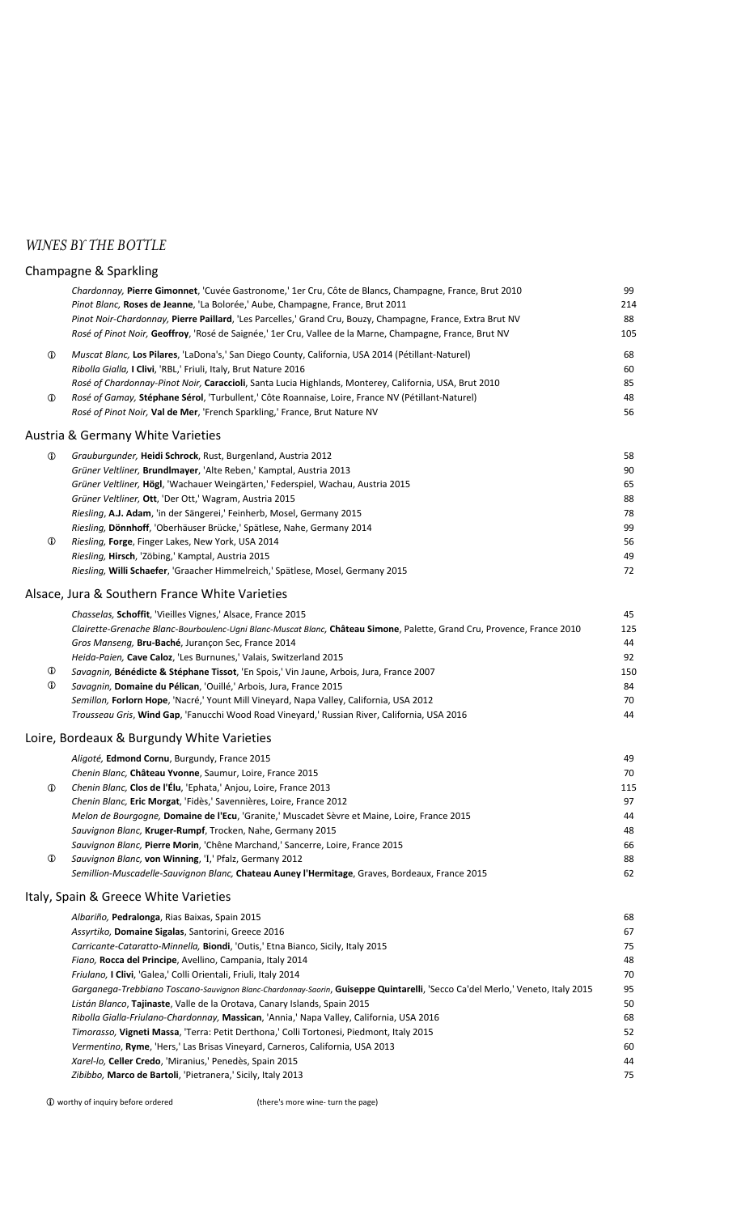## *WINES BY THE BOTTLE*

### Champagne & Sparkling

| | Wine | Price |
|---|---|---|
| | *Chardonnay,* **Pierre Gimonnet**, 'Cuvée Gastronome,' 1er Cru, Côte de Blancs, Champagne, France, Brut 2010 | 99 |
| | *Pinot Blanc,* **Roses de Jeanne**, 'La Bolorée,' Aube, Champagne, France, Brut 2011 | 214 |
| | *Pinot Noir-Chardonnay,* **Pierre Paillard**, 'Les Parcelles,' Grand Cru, Bouzy, Champagne, France, Extra Brut NV | 88 |
| | *Rosé of Pinot Noir,* **Geoffroy**, 'Rosé de Saignée,' 1er Cru, Vallee de la Marne, Champagne, France, Brut NV | 105 |
| ⓘ | *Muscat Blanc,* **Los Pilares**, 'LaDona's,' San Diego County, California, USA 2014 (Pétillant-Naturel) | 68 |
| | *Ribolla Gialla,* **I Clivi**, 'RBL,' Friuli, Italy, Brut Nature 2016 | 60 |
| | *Rosé of Chardonnay-Pinot Noir,* **Caraccioli**, Santa Lucia Highlands, Monterey, California, USA, Brut 2010 | 85 |
| ⓘ | *Rosé of Gamay,* **Stéphane Sérol**, 'Turbullent,' Côte Roannaise, Loire, France NV (Pétillant-Naturel) | 48 |
| | *Rosé of Pinot Noir,* **Val de Mer**, 'French Sparkling,' France, Brut Nature NV | 56 |

### Austria & Germany White Varieties

| | Wine | Price |
|---|---|---|
| ⓘ | *Grauburgunder,* **Heidi Schrock**, Rust, Burgenland, Austria 2012 | 58 |
| | *Grüner Veltliner,* **Brundlmayer**, 'Alte Reben,' Kamptal, Austria 2013 | 90 |
| | *Grüner Veltliner,* **Högl**, 'Wachauer Weingärten,' Federspiel, Wachau, Austria 2015 | 65 |
| | *Grüner Veltliner,* **Ott**, 'Der Ott,' Wagram, Austria 2015 | 88 |
| | *Riesling,* **A.J. Adam**, 'in der Sängerei,' Feinherb, Mosel, Germany 2015 | 78 |
| | *Riesling,* **Dönnhoff**, 'Oberhäuser Brücke,' Spätlese, Nahe, Germany 2014 | 99 |
| ⓘ | *Riesling,* **Forge**, Finger Lakes, New York, USA 2014 | 56 |
| | *Riesling,* **Hirsch**, 'Zöbing,' Kamptal, Austria 2015 | 49 |
| | *Riesling,* **Willi Schaefer**, 'Graacher Himmelreich,' Spätlese, Mosel, Germany 2015 | 72 |

### Alsace, Jura & Southern France White Varieties

| | Wine | Price |
|---|---|---|
| | *Chasselas,* **Schoffit**, 'Vieilles Vignes,' Alsace, France 2015 | 45 |
| | *Clairette-Grenache Blanc-Bourboulenc-Ugni Blanc-Muscat Blanc,* **Château Simone**, Palette, Grand Cru, Provence, France 2010 | 125 |
| | *Gros Manseng,* **Bru-Baché**, Jurançon Sec, France 2014 | 44 |
| | *Heida-Paien,* **Cave Caloz**, 'Les Burnunes,' Valais, Switzerland 2015 | 92 |
| ⓘ | *Savagnin,* **Bénédicte & Stéphane Tissot**, 'En Spois,' Vin Jaune, Arbois, Jura, France 2007 | 150 |
| ⓘ | *Savagnin,* **Domaine du Pélican**, 'Ouillé,' Arbois, Jura, France 2015 | 84 |
| | *Semillon,* **Forlorn Hope**, 'Nacré,' Yount Mill Vineyard, Napa Valley, California, USA 2012 | 70 |
| | *Trousseau Gris,* **Wind Gap**, 'Fanucchi Wood Road Vineyard,' Russian River, California, USA 2016 | 44 |

### Loire, Bordeaux & Burgundy White Varieties

| | Wine | Price |
|---|---|---|
| | *Aligoté,* **Edmond Cornu**, Burgundy, France 2015 | 49 |
| | *Chenin Blanc,* **Château Yvonne**, Saumur, Loire, France 2015 | 70 |
| ⓘ | *Chenin Blanc,* **Clos de l'Élu**, 'Ephata,' Anjou, Loire, France 2013 | 115 |
| | *Chenin Blanc,* **Eric Morgat**, 'Fidès,' Savennières, Loire, France 2012 | 97 |
| | *Melon de Bourgogne,* **Domaine de l'Ecu**, 'Granite,' Muscadet Sèvre et Maine, Loire, France 2015 | 44 |
| | *Sauvignon Blanc,* **Kruger-Rumpf**, Trocken, Nahe, Germany 2015 | 48 |
| | *Sauvignon Blanc,* **Pierre Morin**, 'Chêne Marchand,' Sancerre, Loire, France 2015 | 66 |
| ⓘ | *Sauvignon Blanc,* **von Winning**, 'I,' Pfalz, Germany 2012 | 88 |
| | *Semillion-Muscadelle-Sauvignon Blanc,* **Chateau Auney l'Hermitage**, Graves, Bordeaux, France 2015 | 62 |

### Italy, Spain & Greece White Varieties

| | Wine | Price |
|---|---|---|
| | *Albariño,* **Pedralonga**, Rias Baixas, Spain 2015 | 68 |
| | *Assyrtiko,* **Domaine Sigalas**, Santorini, Greece 2016 | 67 |
| | *Carricante-Cataratto-Minnella,* **Biondi**, 'Outis,' Etna Bianco, Sicily, Italy 2015 | 75 |
| | *Fiano,* **Rocca del Principe**, Avellino, Campania, Italy 2014 | 48 |
| | *Friulano,* **I Clivi**, 'Galea,' Colli Orientali, Friuli, Italy 2014 | 70 |
| | *Garganega-Trebbiano Toscano-Sauvignon Blanc-Chardonnay-Saorin,* **Guiseppe Quintarelli**, 'Secco Ca'del Merlo,' Veneto, Italy 2015 | 95 |
| | *Listán Blanco,* **Tajinaste**, Valle de la Orotava, Canary Islands, Spain 2015 | 50 |
| | *Ribolla Gialla-Friulano-Chardonnay,* **Massican**, 'Annia,' Napa Valley, California, USA 2016 | 68 |
| | *Timorasso,* **Vigneti Massa**, 'Terra: Petit Derthona,' Colli Tortonesi, Piedmont, Italy 2015 | 52 |
| | *Vermentino,* **Ryme**, 'Hers,' Las Brisas Vineyard, Carneros, California, USA 2013 | 60 |
| | *Xarel-lo,* **Celler Credo**, 'Miranius,' Penedès, Spain 2015 | 44 |
| | *Zibibbo,* **Marco de Bartoli**, 'Pietranera,' Sicily, Italy 2013 | 75 |

ⓘ worthy of inquiry before ordered (there's more wine- turn the page)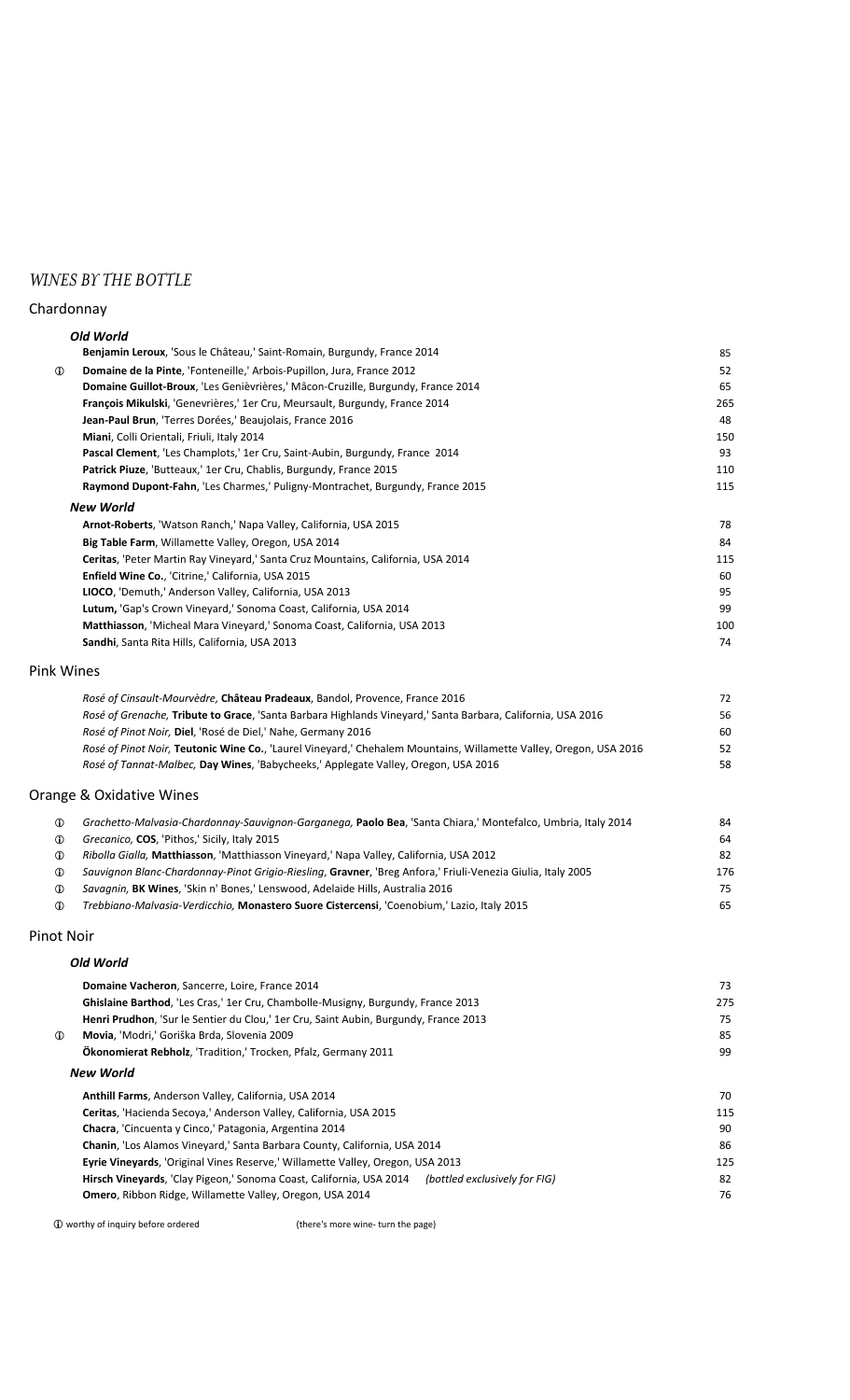# *WINES BY THE BOTTLE*

## Chardonnay

### *Old World*

| | Wine | Price |
|---|---|---|
| | **Benjamin Leroux**, 'Sous le Château,' Saint-Romain, Burgundy, France 2014 | 85 |
| ⓘ | **Domaine de la Pinte**, 'Fonteneille,' Arbois-Pupillon, Jura, France 2012 | 52 |
| | **Domaine Guillot-Broux**, 'Les Genièvrières,' Mâcon-Cruzille, Burgundy, France 2014 | 65 |
| | **François Mikulski**, 'Genevrières,' 1er Cru, Meursault, Burgundy, France 2014 | 265 |
| | **Jean-Paul Brun**, 'Terres Dorées,' Beaujolais, France 2016 | 48 |
| | **Miani**, Colli Orientali, Friuli, Italy 2014 | 150 |
| | **Pascal Clement**, 'Les Champlots,' 1er Cru, Saint-Aubin, Burgundy, France 2014 | 93 |
| | **Patrick Piuze**, 'Butteaux,' 1er Cru, Chablis, Burgundy, France 2015 | 110 |
| | **Raymond Dupont-Fahn**, 'Les Charmes,' Puligny-Montrachet, Burgundy, France 2015 | 115 |

### *New World*

| Wine | Price |
|---|---|
| **Arnot-Roberts**, 'Watson Ranch,' Napa Valley, California, USA 2015 | 78 |
| **Big Table Farm**, Willamette Valley, Oregon, USA 2014 | 84 |
| **Ceritas**, 'Peter Martin Ray Vineyard,' Santa Cruz Mountains, California, USA 2014 | 115 |
| **Enfield Wine Co.**, 'Citrine,' California, USA 2015 | 60 |
| **LIOCO**, 'Demuth,' Anderson Valley, California, USA 2013 | 95 |
| **Lutum,** 'Gap's Crown Vineyard,' Sonoma Coast, California, USA 2014 | 99 |
| **Matthiasson**, 'Micheal Mara Vineyard,' Sonoma Coast, California, USA 2013 | 100 |
| **Sandhi**, Santa Rita Hills, California, USA 2013 | 74 |

## Pink Wines

| Wine | Price |
|---|---|
| *Rosé of Cinsault-Mourvèdre,* **Château Pradeaux**, Bandol, Provence, France 2016 | 72 |
| *Rosé of Grenache,* **Tribute to Grace**, 'Santa Barbara Highlands Vineyard,' Santa Barbara, California, USA 2016 | 56 |
| *Rosé of Pinot Noir,* **Diel**, 'Rosé de Diel,' Nahe, Germany 2016 | 60 |
| *Rosé of Pinot Noir,* **Teutonic Wine Co.**, 'Laurel Vineyard,' Chehalem Mountains, Willamette Valley, Oregon, USA 2016 | 52 |
| *Rosé of Tannat-Malbec,* **Day Wines**, 'Babycheeks,' Applegate Valley, Oregon, USA 2016 | 58 |

## Orange & Oxidative Wines

| | Wine | Price |
|---|---|---|
| ⓘ | *Grachetto-Malvasia-Chardonnay-Sauvignon-Garganega,* **Paolo Bea**, 'Santa Chiara,' Montefalco, Umbria, Italy 2014 | 84 |
| ⓘ | *Grecanico,* **COS**, 'Pithos,' Sicily, Italy 2015 | 64 |
| ⓘ | *Ribolla Gialla,* **Matthiasson**, 'Matthiasson Vineyard,' Napa Valley, California, USA 2012 | 82 |
| ⓘ | *Sauvignon Blanc-Chardonnay-Pinot Grigio-Riesling*, **Gravner**, 'Breg Anfora,' Friuli-Venezia Giulia, Italy 2005 | 176 |
| ⓘ | *Savagnin,* **BK Wines**, 'Skin n' Bones,' Lenswood, Adelaide Hills, Australia 2016 | 75 |
| ⓘ | *Trebbiano-Malvasia-Verdicchio,* **Monastero Suore Cistercensi**, 'Coenobium,' Lazio, Italy 2015 | 65 |

## Pinot Noir

### *Old World*

| | Wine | Price |
|---|---|---|
| | **Domaine Vacheron**, Sancerre, Loire, France 2014 | 73 |
| | **Ghislaine Barthod**, 'Les Cras,' 1er Cru, Chambolle-Musigny, Burgundy, France 2013 | 275 |
| | **Henri Prudhon**, 'Sur le Sentier du Clou,' 1er Cru, Saint Aubin, Burgundy, France 2013 | 75 |
| ⓘ | **Movia**, 'Modri,' Goriška Brda, Slovenia 2009 | 85 |
| | **Ökonomierat Rebholz**, 'Tradition,' Trocken, Pfalz, Germany 2011 | 99 |

### *New World*

| Wine | Price |
|---|---|
| **Anthill Farms**, Anderson Valley, California, USA 2014 | 70 |
| **Ceritas**, 'Hacienda Secoya,' Anderson Valley, California, USA 2015 | 115 |
| **Chacra**, 'Cincuenta y Cinco,' Patagonia, Argentina 2014 | 90 |
| **Chanin**, 'Los Alamos Vineyard,' Santa Barbara County, California, USA 2014 | 86 |
| **Eyrie Vineyards**, 'Original Vines Reserve,' Willamette Valley, Oregon, USA 2013 | 125 |
| **Hirsch Vineyards**, 'Clay Pigeon,' Sonoma Coast, California, USA 2014 *(bottled exclusively for FIG)* | 82 |
| **Omero**, Ribbon Ridge, Willamette Valley, Oregon, USA 2014 | 76 |

ⓘ worthy of inquiry before ordered (there's more wine- turn the page)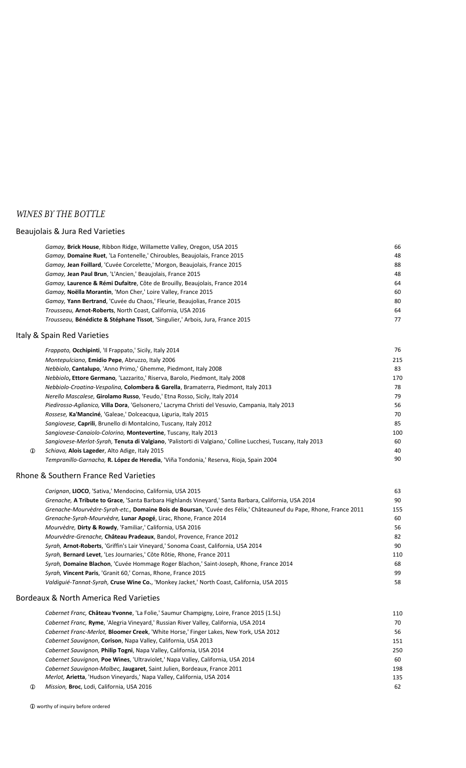# *WINES BY THE BOTTLE*

## Beaujolais & Jura Red Varieties

| | | |
|---|---|---|
| | *Gamay,* **Brick House**, Ribbon Ridge, Willamette Valley, Oregon, USA 2015 | 66 |
| | *Gamay,* **Domaine Ruet**, 'La Fontenelle,' Chiroubles, Beaujolais, France 2015 | 48 |
| | *Gamay,* **Jean Foillard**, 'Cuvée Corcelette,' Morgon, Beaujolais, France 2015 | 88 |
| | *Gamay,* **Jean Paul Brun**, 'L'Ancien,' Beaujolais, France 2015 | 48 |
| | *Gamay,* **Laurence & Rémi Dufaitre**, Côte de Brouilly, Beaujolais, France 2014 | 64 |
| | *Gamay,* **Noëlla Morantin**, 'Mon Cher,' Loire Valley, France 2015 | 60 |
| | *Gamay,* **Yann Bertrand**, 'Cuvée du Chaos,' Fleurie, Beaujolias, France 2015 | 80 |
| | *Trousseau,* **Arnot-Roberts**, North Coast, California, USA 2016 | 64 |
| | *Trousseau,* **Bénédicte & Stéphane Tissot**, 'Singulier,' Arbois, Jura, France 2015 | 77 |

## Italy & Spain Red Varieties

| | | |
|---|---|---|
| | *Frappato,* **Occhipinti**, 'Il Frappato,' Sicily, Italy 2014 | 76 |
| | *Montepulciano,* **Emidio Pepe**, Abruzzo, Italy 2006 | 215 |
| | *Nebbiolo*, **Cantalupo**, 'Anno Primo,' Ghemme, Piedmont, Italy 2008 | 83 |
| | *Nebbiolo***, Ettore Germano**, 'Lazzarito,' Riserva, Barolo, Piedmont, Italy 2008 | 170 |
| | *Nebbiolo-Croatina-Vespolina,* **Colombera & Garella**, Bramaterra, Piedmont, Italy 2013 | 78 |
| | *Nerello Mascalese,* **Girolamo Russo**, 'Feudo,' Etna Rosso, Sicily, Italy 2014 | 79 |
| | *Piedirosso-Aglianico,* **Villa Dora**, 'Gelsonero,' Lacryma Christi del Vesuvio, Campania, Italy 2013 | 56 |
| | *Rossese,* **Ka'Manciné**, 'Galeae,' Dolceacqua, Liguria, Italy 2015 | 70 |
| | *Sangiovese,* **Caprili**, Brunello di Montalcino, Tuscany, Italy 2012 | 85 |
| | *Sangiovese-Canaiolo-Colorino,* **Montevertine**, Tuscany, Italy 2013 | 100 |
| | *Sangiovese-Merlot-Syrah,* **Tenuta di Valgiano**, 'Palistorti di Valgiano,' Colline Lucchesi, Tuscany, Italy 2013 | 60 |
| ⓘ | *Schiava,* **Alois Lageder**, Alto Adige, Italy 2015 | 40 |
| | *Tempranillo-Garnacha,* **R. López de Heredia**, 'Viña Tondonia,' Reserva, Rioja, Spain 2004 | 90 |

## Rhone & Southern France Red Varieties

| | | |
|---|---|---|
| | *Carignan*, **LIOCO**, 'Sativa,' Mendocino, California, USA 2015 | 63 |
| | *Grenache,* **A Tribute to Grace**, 'Santa Barbara Highlands Vineyard,' Santa Barbara, California, USA 2014 | 90 |
| | *Grenache-Mourvèdre-Syrah-etc.,* **Domaine Bois de Boursan**, 'Cuvée des Félix,' Châteauneuf du Pape, Rhone, France 2011 | 155 |
| | *Grenache-Syrah-Mourvèdre,* **Lunar Apogé**, Lirac, Rhone, France 2014 | 60 |
| | *Mourvèdre,* **Dirty & Rowdy**, 'Familiar,' California, USA 2016 | 56 |
| | *Mourvèdre-Grenache,* **Château Pradeaux**, Bandol, Provence, France 2012 | 82 |
| | *Syrah,* **Arnot-Roberts**, 'Griffin's Lair Vineyard,' Sonoma Coast, California, USA 2014 | 90 |
| | *Syrah,* **Bernard Levet**, 'Les Journaries,' Côte Rôtie, Rhone, France 2011 | 110 |
| | *Syrah,* **Domaine Blachon**, 'Cuvée Hommage Roger Blachon,' Saint-Joseph, Rhone, France 2014 | 68 |
| | *Syrah,* **Vincent Paris**, 'Granit 60,' Cornas, Rhone, France 2015 | 99 |
| | *Valdiguié-Tannat-Syrah,* **Cruse Wine Co.**, 'Monkey Jacket,' North Coast, California, USA 2015 | 58 |

## Bordeaux & North America Red Varieties

| | | |
|---|---|---|
| | *Cabernet Franc,* **Château Yvonne**, 'La Folie,' Saumur Champigny, Loire, France 2015 (1.5L) | 110 |
| | *Cabernet Franc,* **Ryme**, 'Alegria Vineyard,' Russian River Valley, California, USA 2014 | 70 |
| | *Cabernet Franc-Merlot,* **Bloomer Creek**, 'White Horse,' Finger Lakes, New York, USA 2012 | 56 |
| | *Cabernet Sauvignon*, **Corison**, Napa Valley, California, USA 2013 | 151 |
| | *Cabernet Sauvignon,* **Philip Togni**, Napa Valley, California, USA 2014 | 250 |
| | *Cabernet Sauvignon,* **Poe Wines**, 'Ultraviolet,' Napa Valley, California, USA 2014 | 60 |
| | *Cabernet Sauvignon-Malbec,* **Jaugaret**, Saint Julien, Bordeaux, France 2011 | 198 |
| | *Merlot,* **Arietta**, 'Hudson Vineyards,' Napa Valley, California, USA 2014 | 135 |
| ⓘ | *Mission,* **Broc**, Lodi, California, USA 2016 | 62 |

ⓘ worthy of inquiry before ordered